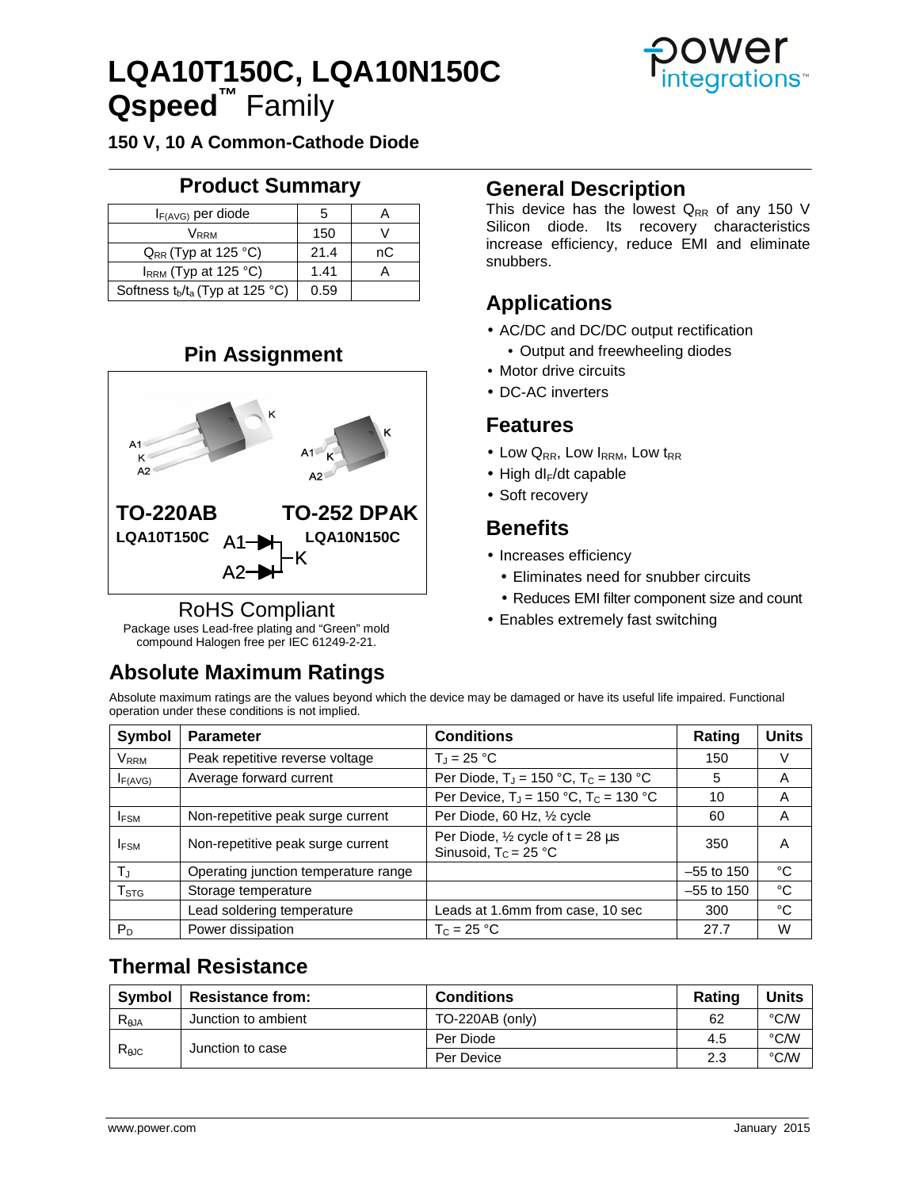# LQA10T150C, LQA10N150C Qspeed™ Family

**150 V, 10 A Common-Cathode Diode**

## Product Summary

| | | |
|---|---|---|
| $I_{F(AVG)}$ per diode | 5 | A |
| $V_{RRM}$ | 150 | V |
| $Q_{RR}$ (Typ at 125 °C) | 21.4 | nC |
| $I_{RRM}$ (Typ at 125 °C) | 1.41 | A |
| Softness $t_b/t_a$ (Typ at 125 °C) | 0.59 | |

## Pin Assignment

A1 K A2 K

A1 K A2 K

**TO-220AB** **LQA10T150C**

**TO-252 DPAK** **LQA10N150C**

A1 A2 K

RoHS Compliant

Package uses Lead-free plating and "Green" mold compound Halogen free per IEC 61249-2-21.

## General Description

This device has the lowest $Q_{RR}$ of any 150 V Silicon diode. Its recovery characteristics increase efficiency, reduce EMI and eliminate snubbers.

## Applications

- AC/DC and DC/DC output rectification
  - Output and freewheeling diodes
- Motor drive circuits
- DC-AC inverters

## Features

- Low $Q_{RR}$, Low $I_{RRM}$, Low $t_{RR}$
- High $dI_F/dt$ capable
- Soft recovery

## Benefits

- Increases efficiency
  - Eliminates need for snubber circuits
  - Reduces EMI filter component size and count
- Enables extremely fast switching

## Absolute Maximum Ratings

Absolute maximum ratings are the values beyond which the device may be damaged or have its useful life impaired. Functional operation under these conditions is not implied.

| Symbol | Parameter | Conditions | Rating | Units |
|---|---|---|---|---|
| $V_{RRM}$ | Peak repetitive reverse voltage | $T_J$ = 25 °C | 150 | V |
| $I_{F(AVG)}$ | Average forward current | Per Diode, $T_J$ = 150 °C, $T_C$ = 130 °C | 5 | A |
| | | Per Device, $T_J$ = 150 °C, $T_C$ = 130 °C | 10 | A |
| $I_{FSM}$ | Non-repetitive peak surge current | Per Diode, 60 Hz, ½ cycle | 60 | A |
| $I_{FSM}$ | Non-repetitive peak surge current | Per Diode, ½ cycle of t = 28 µs Sinusoid, $T_C$ = 25 °C | 350 | A |
| $T_J$ | Operating junction temperature range | | –55 to 150 | °C |
| $T_{STG}$ | Storage temperature | | –55 to 150 | °C |
| | Lead soldering temperature | Leads at 1.6mm from case, 10 sec | 300 | °C |
| $P_D$ | Power dissipation | $T_C$ = 25 °C | 27.7 | W |

## Thermal Resistance

| Symbol | Resistance from: | Conditions | Rating | Units |
|---|---|---|---|---|
| $R_{\theta JA}$ | Junction to ambient | TO-220AB (only) | 62 | °C/W |
| $R_{\theta JC}$ | Junction to case | Per Diode | 4.5 | °C/W |
| | | Per Device | 2.3 | °C/W |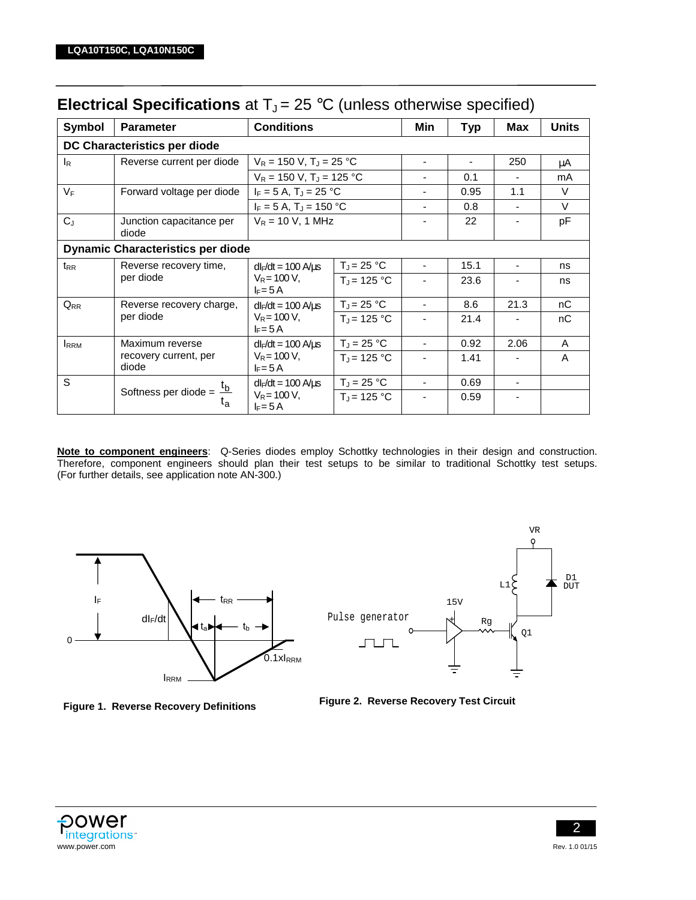## Electrical Specifications at $T_J = 25$ °C (unless otherwise specified)

| Symbol | Parameter | Conditions | | Min | Typ | Max | Units |
|---|---|---|---|---|---|---|---|
| **DC Characteristics per diode** | | | | | | | |
| $I_R$ | Reverse current per diode | $V_R = 150$ V, $T_J = 25$ °C | | - | - | 250 | µA |
| | | $V_R = 150$ V, $T_J = 125$ °C | | - | 0.1 | - | mA |
| $V_F$ | Forward voltage per diode | $I_F = 5$ A, $T_J = 25$ °C | | - | 0.95 | 1.1 | V |
| | | $I_F = 5$ A, $T_J = 150$ °C | | - | 0.8 | - | V |
| $C_J$ | Junction capacitance per diode | $V_R = 10$ V, 1 MHz | | - | 22 | - | pF |
| **Dynamic Characteristics per diode** | | | | | | | |
| $t_{RR}$ | Reverse recovery time, per diode | $dI_F/dt = 100$ A/µs $V_R = 100$ V, $I_F = 5$ A | $T_J = 25$ °C | - | 15.1 | - | ns |
| | | | $T_J = 125$ °C | - | 23.6 | - | ns |
| $Q_{RR}$ | Reverse recovery charge, per diode | $dI_F/dt = 100$ A/µs $V_R = 100$ V, $I_F = 5$ A | $T_J = 25$ °C | - | 8.6 | 21.3 | nC |
| | | | $T_J = 125$ °C | - | 21.4 | - | nC |
| $I_{RRM}$ | Maximum reverse recovery current, per diode | $dI_F/dt = 100$ A/µs $V_R = 100$ V, $I_F = 5$ A | $T_J = 25$ °C | - | 0.92 | 2.06 | A |
| | | | $T_J = 125$ °C | - | 1.41 | - | A |
| S | Softness per diode = $\frac{t_b}{t_a}$ | $dI_F/dt = 100$ A/µs $V_R = 100$ V, $I_F = 5$ A | $T_J = 25$ °C | - | 0.69 | - | |
| | | | $T_J = 125$ °C | - | 0.59 | - | |

**Note to component engineers**: Q-Series diodes employ Schottky technologies in their design and construction. Therefore, component engineers should plan their test setups to be similar to traditional Schottky test setups. (For further details, see application note AN-300.)

**Figure 1. Reverse Recovery Definitions**

**Figure 2. Reverse Recovery Test Circuit**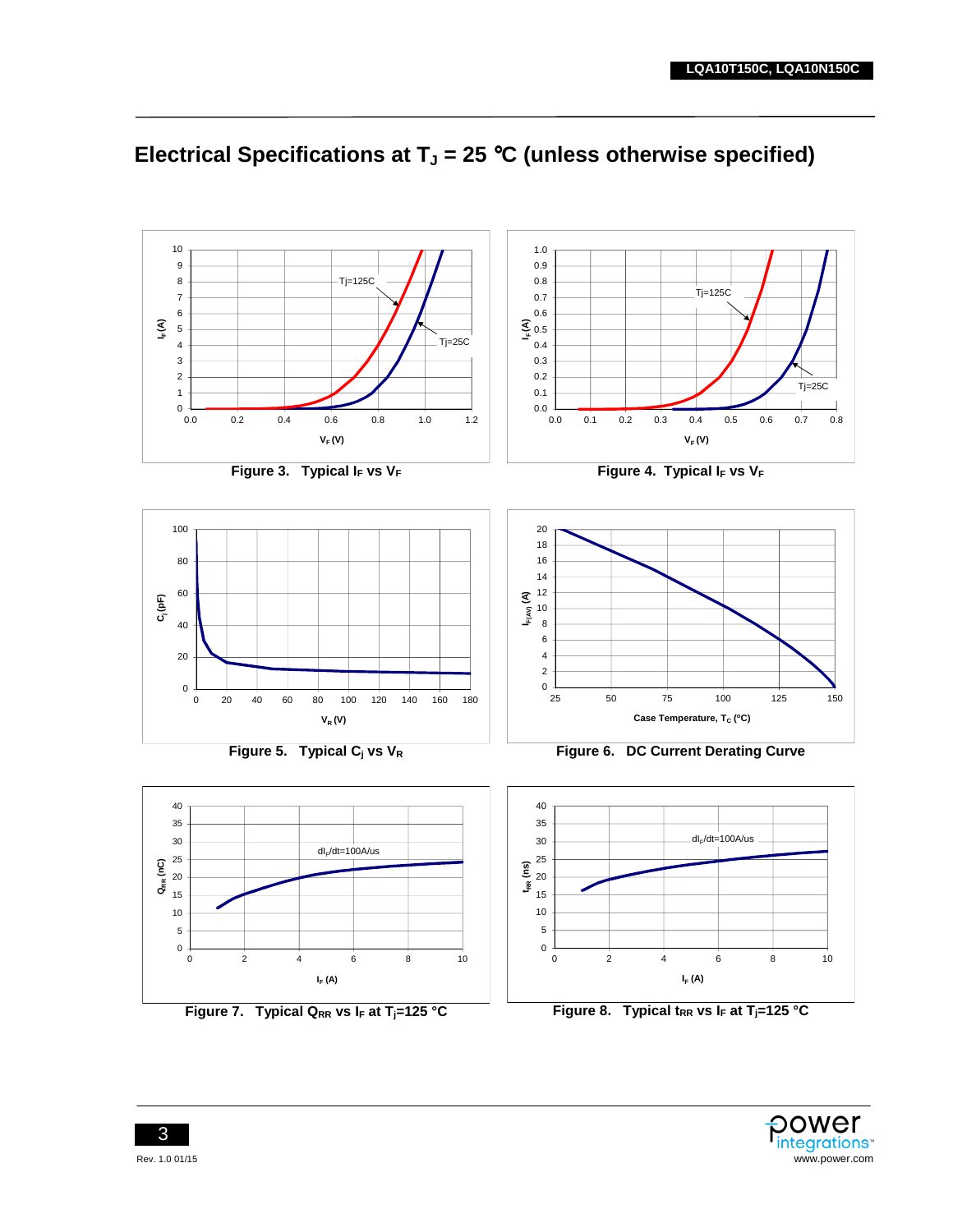# Electrical Specifications at $T_J$ = 25 °C (unless otherwise specified)

Figure 3. Typical $I_F$ vs $V_F$

Figure 4. Typical $I_F$ vs $V_F$

Figure 5. Typical $C_j$ vs $V_R$

Figure 6. DC Current Derating Curve

Figure 7. Typical $Q_{RR}$ vs $I_F$ at $T_j$=125 °C

Figure 8. Typical $t_{RR}$ vs $I_F$ at $T_j$=125 °C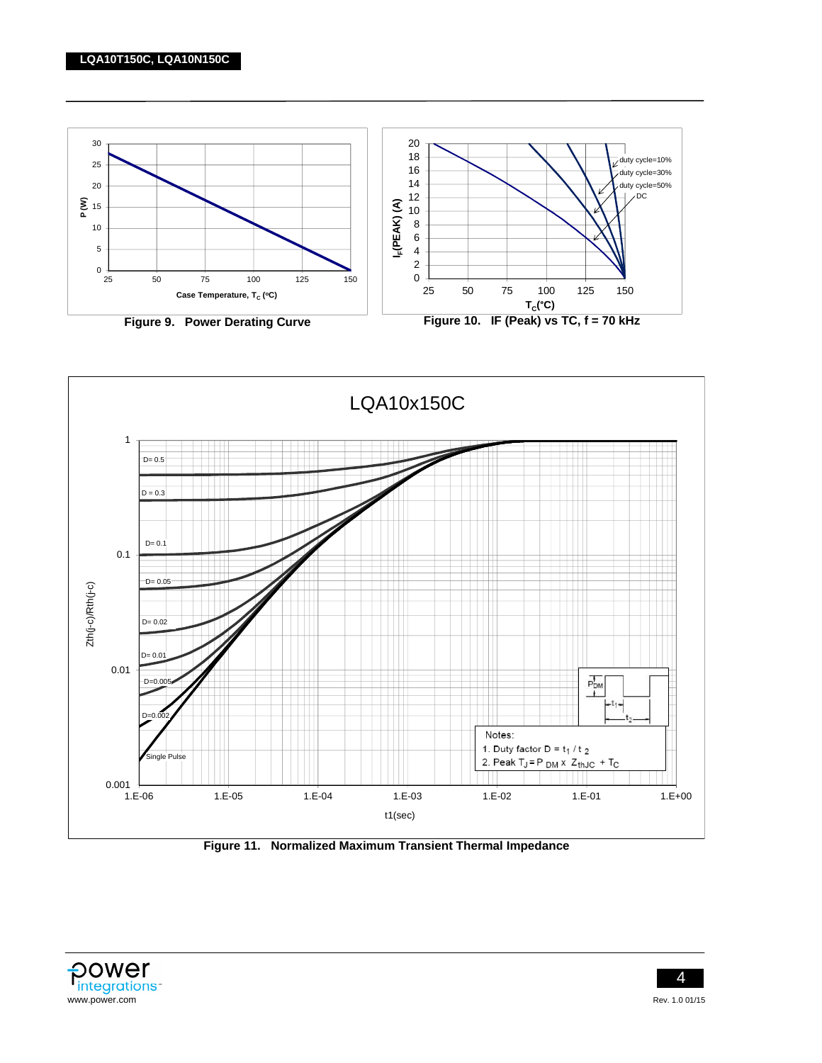Figure 9. Power Derating Curve

Figure 10. IF (Peak) vs TC, f = 70 kHz

Figure 11. Normalized Maximum Transient Thermal Impedance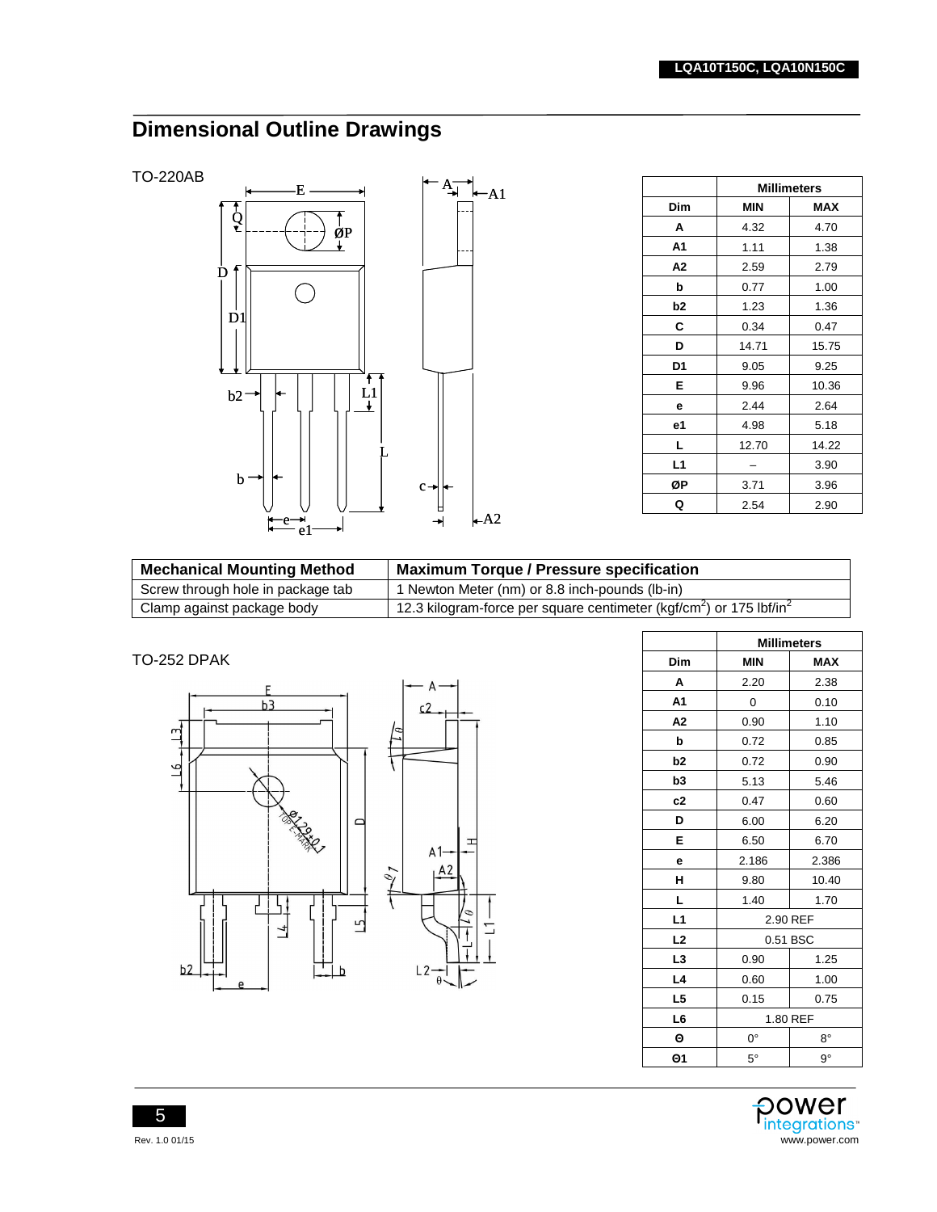## Dimensional Outline Drawings

TO-220AB

|  | Millimeters |  |
|---|---|---|
| Dim | MIN | MAX |
| A | 4.32 | 4.70 |
| A1 | 1.11 | 1.38 |
| A2 | 2.59 | 2.79 |
| b | 0.77 | 1.00 |
| b2 | 1.23 | 1.36 |
| C | 0.34 | 0.47 |
| D | 14.71 | 15.75 |
| D1 | 9.05 | 9.25 |
| E | 9.96 | 10.36 |
| e | 2.44 | 2.64 |
| e1 | 4.98 | 5.18 |
| L | 12.70 | 14.22 |
| L1 | – | 3.90 |
| ØP | 3.71 | 3.96 |
| Q | 2.54 | 2.90 |

| Mechanical Mounting Method | Maximum Torque / Pressure specification |
|---|---|
| Screw through hole in package tab | 1 Newton Meter (nm) or 8.8 inch-pounds (lb-in) |
| Clamp against package body | 12.3 kilogram-force per square centimeter (kgf/cm$^2$) or 175 lbf/in$^2$ |

TO-252 DPAK

|  | Millimeters |  |
|---|---|---|
| Dim | MIN | MAX |
| A | 2.20 | 2.38 |
| A1 | 0 | 0.10 |
| A2 | 0.90 | 1.10 |
| b | 0.72 | 0.85 |
| b2 | 0.72 | 0.90 |
| b3 | 5.13 | 5.46 |
| c2 | 0.47 | 0.60 |
| D | 6.00 | 6.20 |
| E | 6.50 | 6.70 |
| e | 2.186 | 2.386 |
| H | 9.80 | 10.40 |
| L | 1.40 | 1.70 |
| L1 | 2.90 REF |  |
| L2 | 0.51 BSC |  |
| L3 | 0.90 | 1.25 |
| L4 | 0.60 | 1.00 |
| L5 | 0.15 | 0.75 |
| L6 | 1.80 REF |  |
| Θ | 0° | 8° |
| Θ1 | 5° | 9° |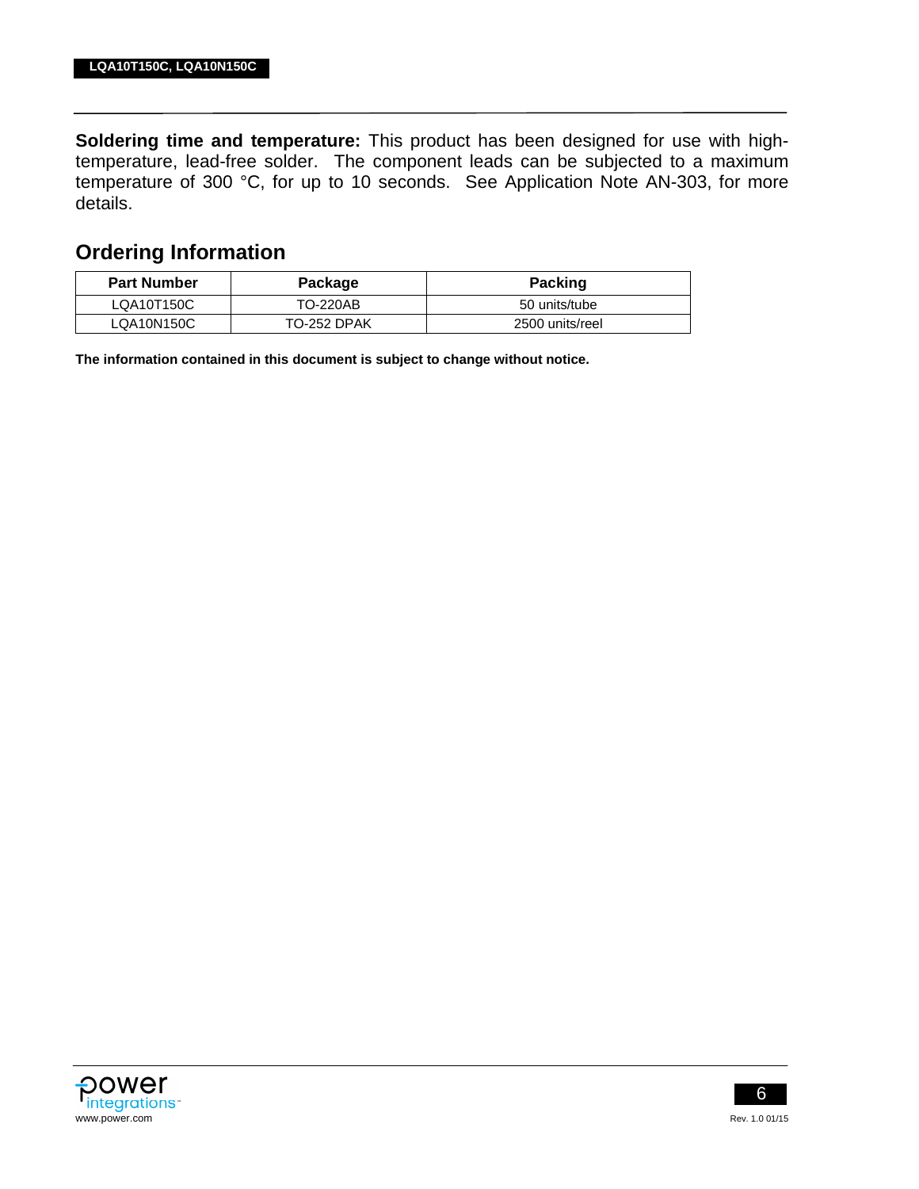**Soldering time and temperature:** This product has been designed for use with high-temperature, lead-free solder. The component leads can be subjected to a maximum temperature of 300 °C, for up to 10 seconds. See Application Note AN-303, for more details.

## Ordering Information

| Part Number | Package | Packing |
|---|---|---|
| LQA10T150C | TO-220AB | 50 units/tube |
| LQA10N150C | TO-252 DPAK | 2500 units/reel |

**The information contained in this document is subject to change without notice.**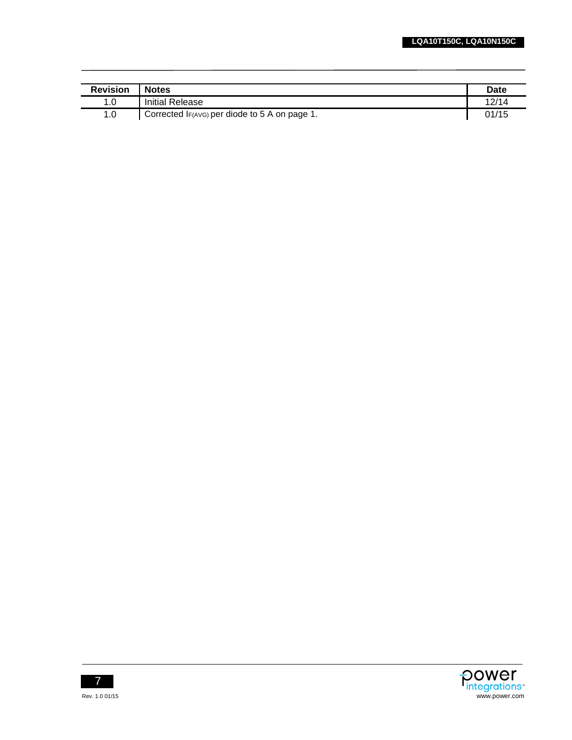| Revision | Notes | Date |
|---|---|---|
| 1.0 | Initial Release | 12/14 |
| 1.0 | Corrected $I_{F(AVG)}$ per diode to 5 A on page 1. | 01/15 |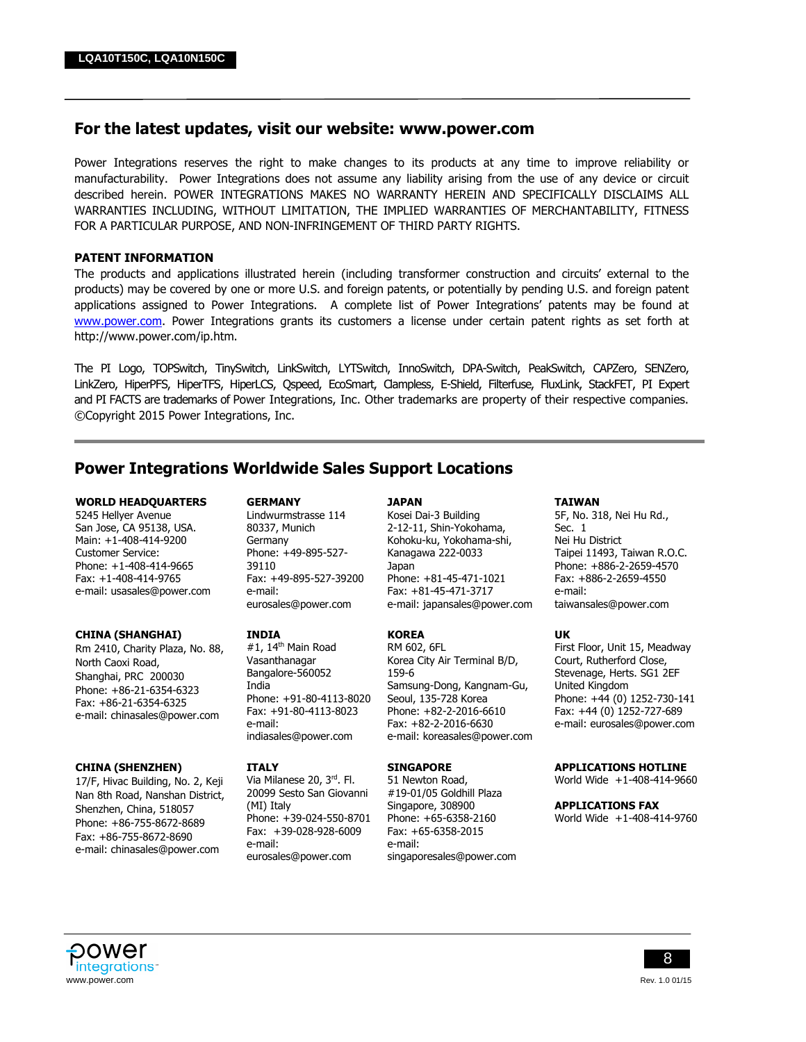## For the latest updates, visit our website: www.power.com

Power Integrations reserves the right to make changes to its products at any time to improve reliability or manufacturability. Power Integrations does not assume any liability arising from the use of any device or circuit described herein. POWER INTEGRATIONS MAKES NO WARRANTY HEREIN AND SPECIFICALLY DISCLAIMS ALL WARRANTIES INCLUDING, WITHOUT LIMITATION, THE IMPLIED WARRANTIES OF MERCHANTABILITY, FITNESS FOR A PARTICULAR PURPOSE, AND NON-INFRINGEMENT OF THIRD PARTY RIGHTS.

**PATENT INFORMATION**

The products and applications illustrated herein (including transformer construction and circuits' external to the products) may be covered by one or more U.S. and foreign patents, or potentially by pending U.S. and foreign patent applications assigned to Power Integrations. A complete list of Power Integrations' patents may be found at www.power.com. Power Integrations grants its customers a license under certain patent rights as set forth at http://www.power.com/ip.htm.

The PI Logo, TOPSwitch, TinySwitch, LinkSwitch, LYTSwitch, InnoSwitch, DPA-Switch, PeakSwitch, CAPZero, SENZero, LinkZero, HiperPFS, HiperTFS, HiperLCS, Qspeed, EcoSmart, Clampless, E-Shield, Filterfuse, FluxLink, StackFET, PI Expert and PI FACTS are trademarks of Power Integrations, Inc. Other trademarks are property of their respective companies. ©Copyright 2015 Power Integrations, Inc.

## Power Integrations Worldwide Sales Support Locations

**WORLD HEADQUARTERS**
5245 Hellyer Avenue
San Jose, CA 95138, USA.
Main: +1-408-414-9200
Customer Service:
Phone: +1-408-414-9665
Fax: +1-408-414-9765
e-mail: usasales@power.com

**CHINA (SHANGHAI)**
Rm 2410, Charity Plaza, No. 88, North Caoxi Road,
Shanghai, PRC 200030
Phone: +86-21-6354-6323
Fax: +86-21-6354-6325
e-mail: chinasales@power.com

**CHINA (SHENZHEN)**
17/F, Hivac Building, No. 2, Keji Nan 8th Road, Nanshan District,
Shenzhen, China, 518057
Phone: +86-755-8672-8689
Fax: +86-755-8672-8690
e-mail: chinasales@power.com

**GERMANY**
Lindwurmstrasse 114
80337, Munich
Germany
Phone: +49-895-527-39110
Fax: +49-895-527-39200
e-mail: eurosales@power.com

**INDIA**
#1, 14th Main Road
Vasanthanagar
Bangalore-560052
India
Phone: +91-80-4113-8020
Fax: +91-80-4113-8023
e-mail: indiasales@power.com

**ITALY**
Via Milanese 20, 3rd. Fl.
20099 Sesto San Giovanni (MI) Italy
Phone: +39-024-550-8701
Fax: +39-028-928-6009
e-mail: eurosales@power.com

**JAPAN**
Kosei Dai-3 Building
2-12-11, Shin-Yokohama,
Kohoku-ku, Yokohama-shi,
Kanagawa 222-0033
Japan
Phone: +81-45-471-1021
Fax: +81-45-471-3717
e-mail: japansales@power.com

**KOREA**
RM 602, 6FL
Korea City Air Terminal B/D, 159-6
Samsung-Dong, Kangnam-Gu,
Seoul, 135-728 Korea
Phone: +82-2-2016-6610
Fax: +82-2-2016-6630
e-mail: koreasales@power.com

**SINGAPORE**
51 Newton Road,
#19-01/05 Goldhill Plaza
Singapore, 308900
Phone: +65-6358-2160
Fax: +65-6358-2015
e-mail: singaporesales@power.com

**TAIWAN**
5F, No. 318, Nei Hu Rd., Sec. 1
Nei Hu District
Taipei 11493, Taiwan R.O.C.
Phone: +886-2-2659-4570
Fax: +886-2-2659-4550
e-mail: taiwansales@power.com

**UK**
First Floor, Unit 15, Meadway Court, Rutherford Close,
Stevenage, Herts. SG1 2EF
United Kingdom
Phone: +44 (0) 1252-730-141
Fax: +44 (0) 1252-727-689
e-mail: eurosales@power.com

**APPLICATIONS HOTLINE**
World Wide +1-408-414-9660

**APPLICATIONS FAX**
World Wide +1-408-414-9760